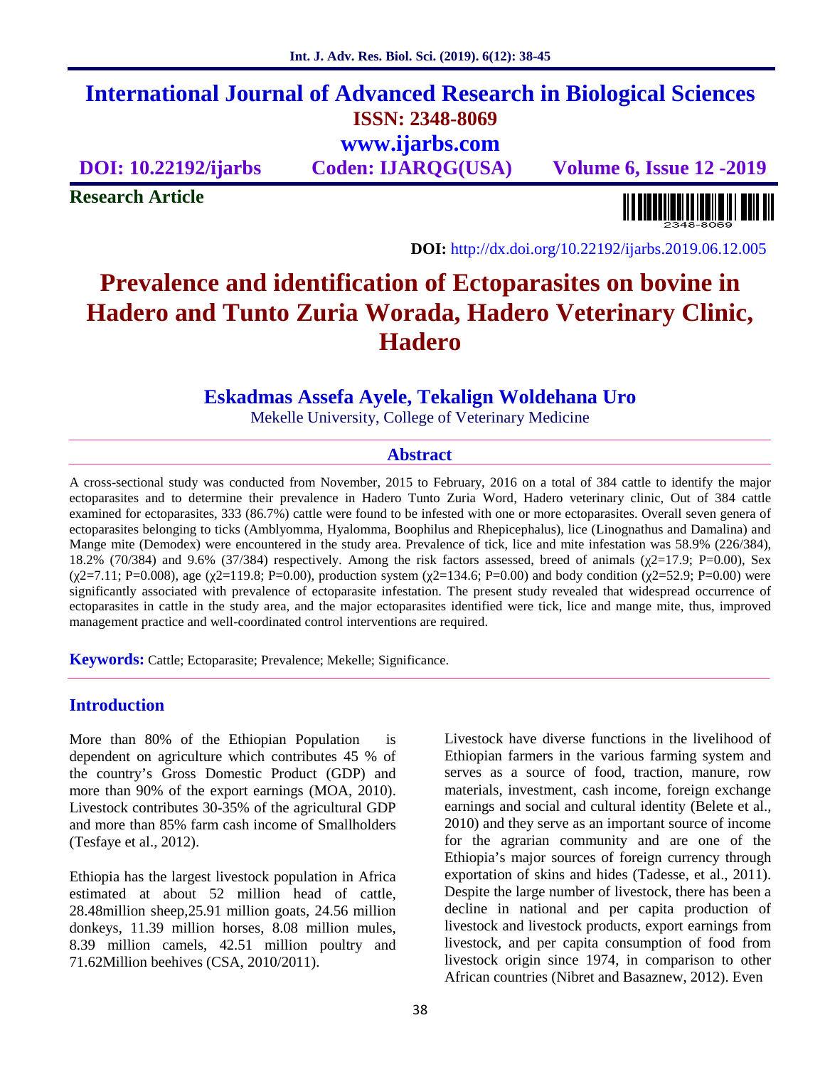# International Journal of Advanced Research in Biological Sciences

**ISSN: 2348-8069**

**www.ijarbs.com**

**DOI: 10.22192/ijarbs** **Coden: IJARQG(USA)** **Volume 6, Issue 12 -2019**

**Research Article**

**DOI:** http://dx.doi.org/10.22192/ijarbs.2019.06.12.005

# Prevalence and identification of Ectoparasites on bovine in Hadero and Tunto Zuria Worada, Hadero Veterinary Clinic, Hadero

**Eskadmas Assefa Ayele, Tekalign Woldehana Uro**

Mekelle University, College of Veterinary Medicine

## Abstract

A cross-sectional study was conducted from November, 2015 to February, 2016 on a total of 384 cattle to identify the major ectoparasites and to determine their prevalence in Hadero Tunto Zuria Word, Hadero veterinary clinic, Out of 384 cattle examined for ectoparasites, 333 (86.7%) cattle were found to be infested with one or more ectoparasites. Overall seven genera of ectoparasites belonging to ticks (Amblyomma, Hyalomma, Boophilus and Rhepicephalus), lice (Linognathus and Damalina) and Mange mite (Demodex) were encountered in the study area. Prevalence of tick, lice and mite infestation was 58.9% (226/384), 18.2% (70/384) and 9.6% (37/384) respectively. Among the risk factors assessed, breed of animals ($\chi^2$=17.9; P=0.00), Sex ($\chi^2$=7.11; P=0.008), age ($\chi^2$=119.8; P=0.00), production system ($\chi^2$=134.6; P=0.00) and body condition ($\chi^2$=52.9; P=0.00) were significantly associated with prevalence of ectoparasite infestation. The present study revealed that widespread occurrence of ectoparasites in cattle in the study area, and the major ectoparasites identified were tick, lice and mange mite, thus, improved management practice and well-coordinated control interventions are required.

**Keywords:** Cattle; Ectoparasite; Prevalence; Mekelle; Significance.

## Introduction

More than 80% of the Ethiopian Population is dependent on agriculture which contributes 45 % of the country's Gross Domestic Product (GDP) and more than 90% of the export earnings (MOA, 2010). Livestock contributes 30-35% of the agricultural GDP and more than 85% farm cash income of Smallholders (Tesfaye et al., 2012).

Ethiopia has the largest livestock population in Africa estimated at about 52 million head of cattle, 28.48million sheep,25.91 million goats, 24.56 million donkeys, 11.39 million horses, 8.08 million mules, 8.39 million camels, 42.51 million poultry and 71.62Million beehives (CSA, 2010/2011).

Livestock have diverse functions in the livelihood of Ethiopian farmers in the various farming system and serves as a source of food, traction, manure, row materials, investment, cash income, foreign exchange earnings and social and cultural identity (Belete et al., 2010) and they serve as an important source of income for the agrarian community and are one of the Ethiopia's major sources of foreign currency through exportation of skins and hides (Tadesse, et al., 2011). Despite the large number of livestock, there has been a decline in national and per capita production of livestock and livestock products, export earnings from livestock, and per capita consumption of food from livestock origin since 1974, in comparison to other African countries (Nibret and Basaznew, 2012). Even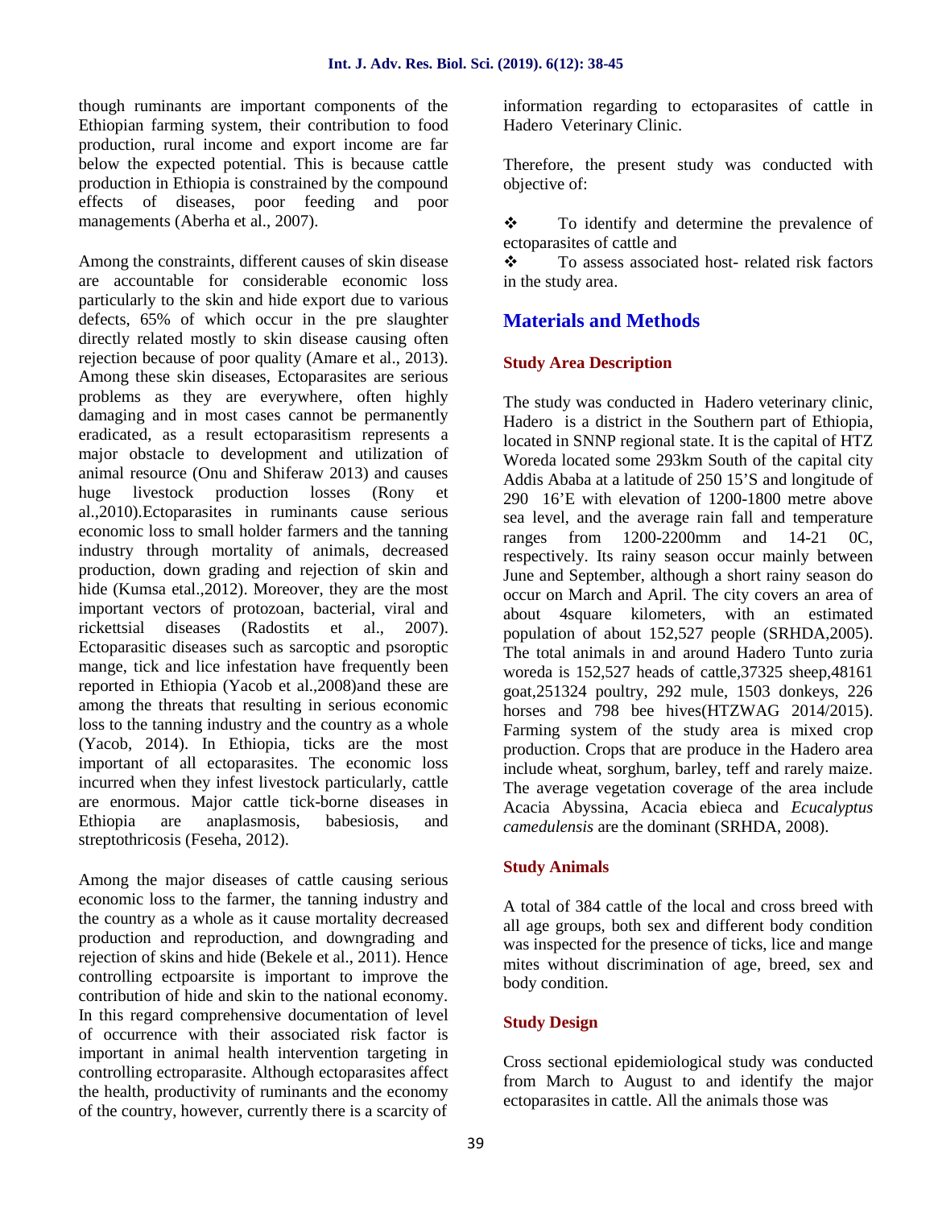though ruminants are important components of the Ethiopian farming system, their contribution to food production, rural income and export income are far below the expected potential. This is because cattle production in Ethiopia is constrained by the compound effects of diseases, poor feeding and poor managements (Aberha et al., 2007).

Among the constraints, different causes of skin disease are accountable for considerable economic loss particularly to the skin and hide export due to various defects, 65% of which occur in the pre slaughter directly related mostly to skin disease causing often rejection because of poor quality (Amare et al., 2013). Among these skin diseases, Ectoparasites are serious problems as they are everywhere, often highly damaging and in most cases cannot be permanently eradicated, as a result ectoparasitism represents a major obstacle to development and utilization of animal resource (Onu and Shiferaw 2013) and causes huge livestock production losses (Rony et al.,2010).Ectoparasites in ruminants cause serious economic loss to small holder farmers and the tanning industry through mortality of animals, decreased production, down grading and rejection of skin and hide (Kumsa etal.,2012). Moreover, they are the most important vectors of protozoan, bacterial, viral and rickettsial diseases (Radostits et al., 2007). Ectoparasitic diseases such as sarcoptic and psoroptic mange, tick and lice infestation have frequently been reported in Ethiopia (Yacob et al.,2008)and these are among the threats that resulting in serious economic loss to the tanning industry and the country as a whole (Yacob, 2014). In Ethiopia, ticks are the most important of all ectoparasites. The economic loss incurred when they infest livestock particularly, cattle are enormous. Major cattle tick-borne diseases in Ethiopia are anaplasmosis, babesiosis, and streptothricosis (Feseha, 2012).

Among the major diseases of cattle causing serious economic loss to the farmer, the tanning industry and the country as a whole as it cause mortality decreased production and reproduction, and downgrading and rejection of skins and hide (Bekele et al., 2011). Hence controlling ectpoarsite is important to improve the contribution of hide and skin to the national economy. In this regard comprehensive documentation of level of occurrence with their associated risk factor is important in animal health intervention targeting in controlling ectroparasite. Although ectoparasites affect the health, productivity of ruminants and the economy of the country, however, currently there is a scarcity of information regarding to ectoparasites of cattle in Hadero Veterinary Clinic.

Therefore, the present study was conducted with objective of:

- To identify and determine the prevalence of ectoparasites of cattle and
- To assess associated host- related risk factors in the study area.

## Materials and Methods

### Study Area Description

The study was conducted in Hadero veterinary clinic, Hadero is a district in the Southern part of Ethiopia, located in SNNP regional state. It is the capital of HTZ Woreda located some 293km South of the capital city Addis Ababa at a latitude of 250 15'S and longitude of 290 16'E with elevation of 1200-1800 metre above sea level, and the average rain fall and temperature ranges from 1200-2200mm and 14-21 0C, respectively. Its rainy season occur mainly between June and September, although a short rainy season do occur on March and April. The city covers an area of about 4square kilometers, with an estimated population of about 152,527 people (SRHDA,2005). The total animals in and around Hadero Tunto zuria woreda is 152,527 heads of cattle,37325 sheep,48161 goat,251324 poultry, 292 mule, 1503 donkeys, 226 horses and 798 bee hives(HTZWAG 2014/2015). Farming system of the study area is mixed crop production. Crops that are produce in the Hadero area include wheat, sorghum, barley, teff and rarely maize. The average vegetation coverage of the area include Acacia Abyssina, Acacia ebieca and *Ecucalyptus camedulensis* are the dominant (SRHDA, 2008).

### Study Animals

A total of 384 cattle of the local and cross breed with all age groups, both sex and different body condition was inspected for the presence of ticks, lice and mange mites without discrimination of age, breed, sex and body condition.

### Study Design

Cross sectional epidemiological study was conducted from March to August to and identify the major ectoparasites in cattle. All the animals those was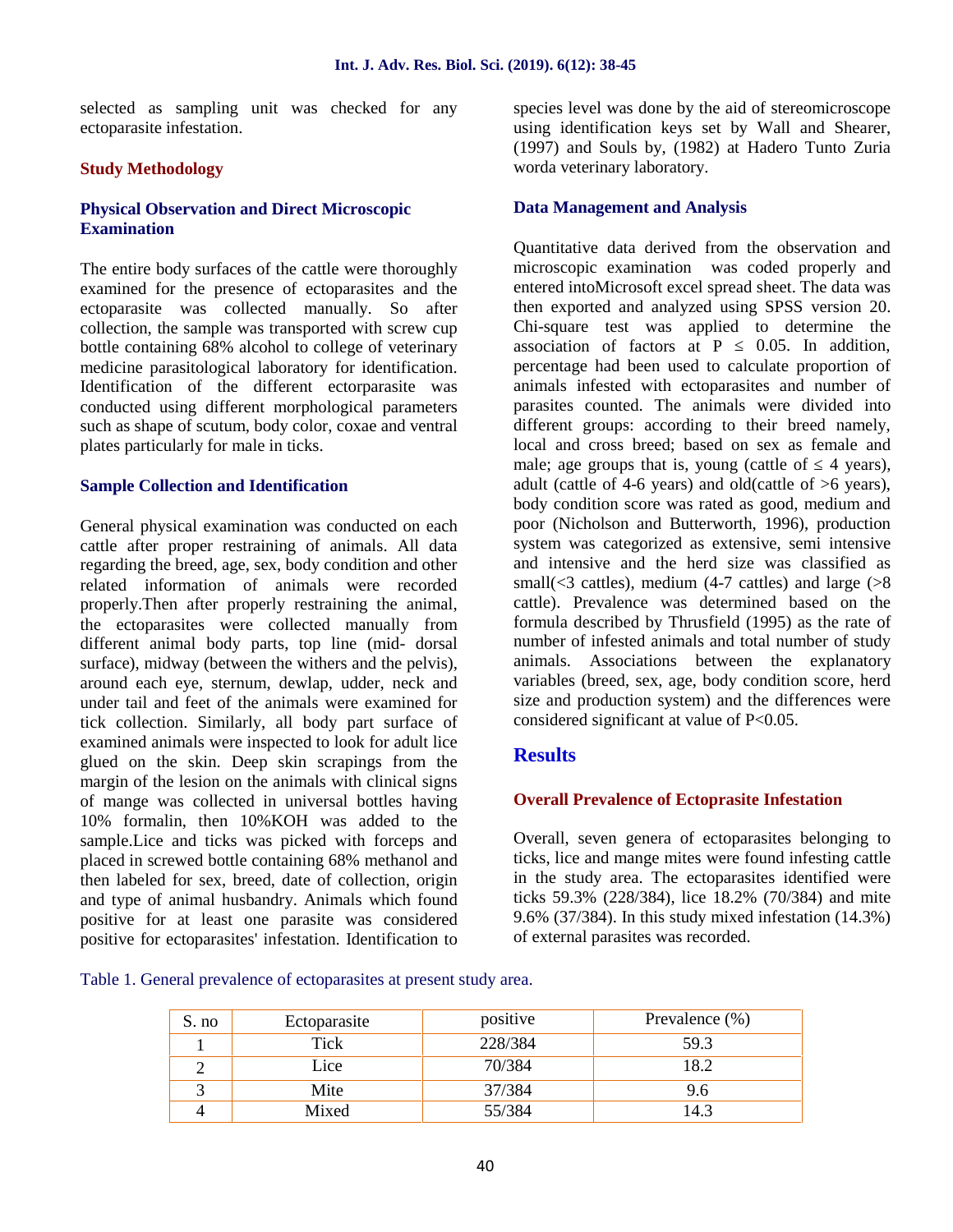selected as sampling unit was checked for any ectoparasite infestation.

## Study Methodology

### Physical Observation and Direct Microscopic Examination

The entire body surfaces of the cattle were thoroughly examined for the presence of ectoparasites and the ectoparasite was collected manually. So after collection, the sample was transported with screw cup bottle containing 68% alcohol to college of veterinary medicine parasitological laboratory for identification. Identification of the different ectorparasite was conducted using different morphological parameters such as shape of scutum, body color, coxae and ventral plates particularly for male in ticks.

### Sample Collection and Identification

General physical examination was conducted on each cattle after proper restraining of animals. All data regarding the breed, age, sex, body condition and other related information of animals were recorded properly.Then after properly restraining the animal, the ectoparasites were collected manually from different animal body parts, top line (mid- dorsal surface), midway (between the withers and the pelvis), around each eye, sternum, dewlap, udder, neck and under tail and feet of the animals were examined for tick collection. Similarly, all body part surface of examined animals were inspected to look for adult lice glued on the skin. Deep skin scrapings from the margin of the lesion on the animals with clinical signs of mange was collected in universal bottles having 10% formalin, then 10%KOH was added to the sample.Lice and ticks was picked with forceps and placed in screwed bottle containing 68% methanol and then labeled for sex, breed, date of collection, origin and type of animal husbandry. Animals which found positive for at least one parasite was considered positive for ectoparasites' infestation. Identification to species level was done by the aid of stereomicroscope using identification keys set by Wall and Shearer, (1997) and Souls by, (1982) at Hadero Tunto Zuria worda veterinary laboratory.

### Data Management and Analysis

Quantitative data derived from the observation and microscopic examination was coded properly and entered intoMicrosoft excel spread sheet. The data was then exported and analyzed using SPSS version 20. Chi-square test was applied to determine the association of factors at $P \leq 0.05$. In addition, percentage had been used to calculate proportion of animals infested with ectoparasites and number of parasites counted. The animals were divided into different groups: according to their breed namely, local and cross breed; based on sex as female and male; age groups that is, young (cattle of ≤ 4 years), adult (cattle of 4-6 years) and old(cattle of >6 years), body condition score was rated as good, medium and poor (Nicholson and Butterworth, 1996), production system was categorized as extensive, semi intensive and intensive and the herd size was classified as small(<3 cattles), medium (4-7 cattles) and large (>8 cattle). Prevalence was determined based on the formula described by Thrusfield (1995) as the rate of number of infested animals and total number of study animals. Associations between the explanatory variables (breed, sex, age, body condition score, herd size and production system) and the differences were considered significant at value of $P<0.05$.

## Results

### Overall Prevalence of Ectoprasite Infestation

Overall, seven genera of ectoparasites belonging to ticks, lice and mange mites were found infesting cattle in the study area. The ectoparasites identified were ticks 59.3% (228/384), lice 18.2% (70/384) and mite 9.6% (37/384). In this study mixed infestation (14.3%) of external parasites was recorded.

Table 1. General prevalence of ectoparasites at present study area.

| S. no | Ectoparasite | positive | Prevalence (%) |
|---|---|---|---|
| 1 | Tick | 228/384 | 59.3 |
| 2 | Lice | 70/384 | 18.2 |
| 3 | Mite | 37/384 | 9.6 |
| 4 | Mixed | 55/384 | 14.3 |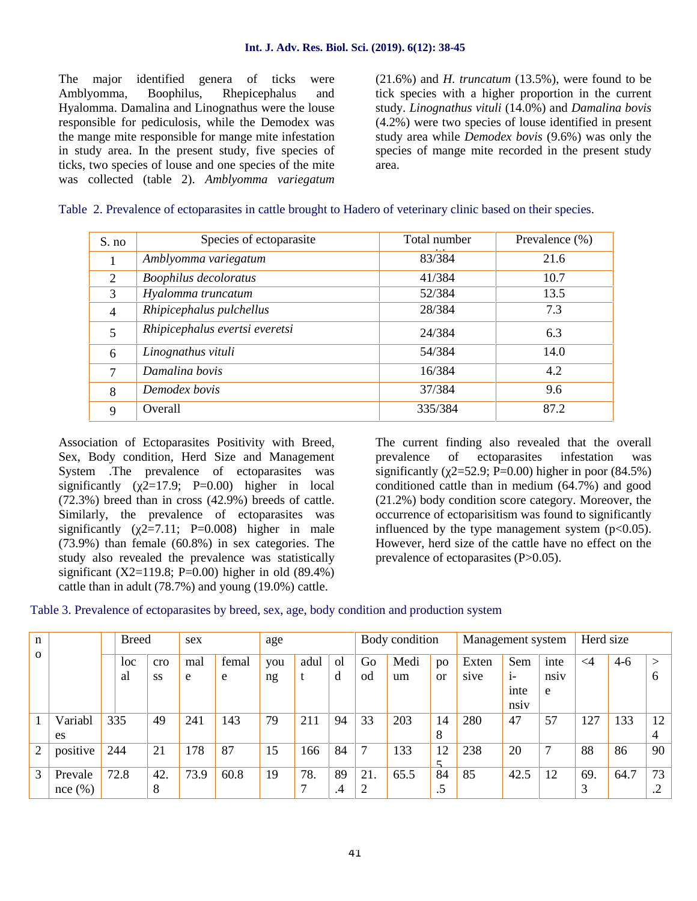The major identified genera of ticks were Amblyomma, Boophilus, Rhepicephalus and Hyalomma. Damalina and Linognathus were the louse responsible for pediculosis, while the Demodex was the mange mite responsible for mange mite infestation in study area. In the present study, five species of ticks, two species of louse and one species of the mite was collected (table 2). *Amblyomma variegatum* (21.6%) and *H. truncatum* (13.5%), were found to be tick species with a higher proportion in the current study. *Linognathus vituli* (14.0%) and *Damalina bovis* (4.2%) were two species of louse identified in present study area while *Demodex bovis* (9.6%) was only the species of mange mite recorded in the present study area.

Table 2. Prevalence of ectoparasites in cattle brought to Hadero of veterinary clinic based on their species.

| S. no | Species of ectoparasite | Total number | Prevalence (%) |
|---|---|---|---|
| 1 | *Amblyomma variegatum* | 83/384 | 21.6 |
| 2 | *Boophilus decoloratus* | 41/384 | 10.7 |
| 3 | *Hyalomma truncatum* | 52/384 | 13.5 |
| 4 | *Rhipicephalus pulchellus* | 28/384 | 7.3 |
| 5 | *Rhipicephalus evertsi everetsi* | 24/384 | 6.3 |
| 6 | *Linognathus vituli* | 54/384 | 14.0 |
| 7 | *Damalina bovis* | 16/384 | 4.2 |
| 8 | *Demodex bovis* | 37/384 | 9.6 |
| 9 | Overall | 335/384 | 87.2 |

Association of Ectoparasites Positivity with Breed, Sex, Body condition, Herd Size and Management System .The prevalence of ectoparasites was significantly ($\chi2$=17.9; P=0.00) higher in local (72.3%) breed than in cross (42.9%) breeds of cattle. Similarly, the prevalence of ectoparasites was significantly ($\chi2$=7.11; P=0.008) higher in male (73.9%) than female (60.8%) in sex categories. The study also revealed the prevalence was statistically significant (X2=119.8; P=0.00) higher in old (89.4%) cattle than in adult (78.7%) and young (19.0%) cattle.

The current finding also revealed that the overall prevalence of ectoparasites infestation was significantly ($\chi2$=52.9; P=0.00) higher in poor (84.5%) conditioned cattle than in medium (64.7%) and good (21.2%) body condition score category. Moreover, the occurrence of ectoparisitism was found to significantly influenced by the type management system ($p<0.05$). However, herd size of the cattle have no effect on the prevalence of ectoparasites ($P>0.05$).

Table 3. Prevalence of ectoparasites by breed, sex, age, body condition and production system

| no | | Breed | | sex | | age | | | Body condition | | | Management system | | | Herd size | | |
|---|---|---|---|---|---|---|---|---|---|---|---|---|---|---|---|---|---|
| | | local | cross | male | female | young | adult | old | Good | Medium | poor | Extensive | Semi-intensive | intensive | <4 | 4-6 | > 6 |
| 1 | Variables | 335 | 49 | 241 | 143 | 79 | 211 | 94 | 33 | 203 | 148 | 280 | 47 | 57 | 127 | 133 | 124 |
| 2 | positive | 244 | 21 | 178 | 87 | 15 | 166 | 84 | 7 | 133 | 125 | 238 | 20 | 7 | 88 | 86 | 90 |
| 3 | Prevalence (%) | 72.8 | 42.8 | 73.9 | 60.8 | 19 | 78.7 | 89.4 | 21.2 | 65.5 | 84.5 | 85 | 42.5 | 12 | 69.3 | 64.7 | 73.2 |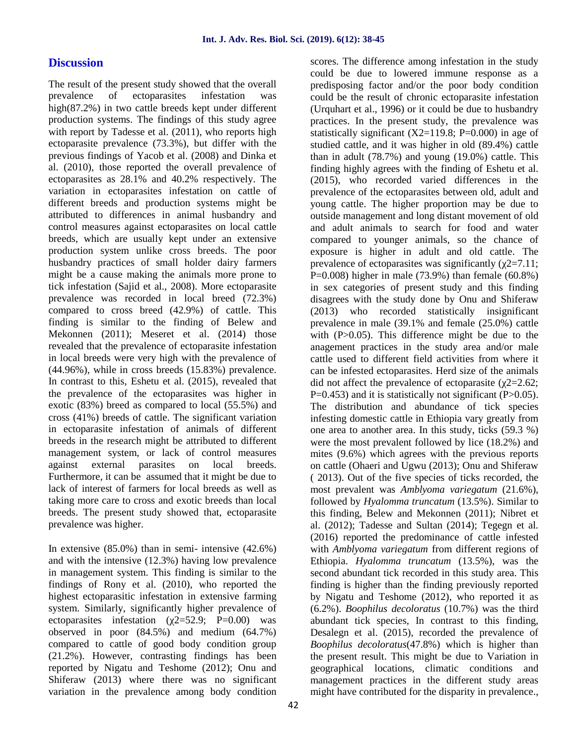## Discussion

The result of the present study showed that the overall prevalence of ectoparasites infestation was high(87.2%) in two cattle breeds kept under different production systems. The findings of this study agree with report by Tadesse et al. (2011), who reports high ectoparasite prevalence (73.3%), but differ with the previous findings of Yacob et al. (2008) and Dinka et al. (2010), those reported the overall prevalence of ectoparasites as 28.1% and 40.2% respectively. The variation in ectoparasites infestation on cattle of different breeds and production systems might be attributed to differences in animal husbandry and control measures against ectoparasites on local cattle breeds, which are usually kept under an extensive production system unlike cross breeds. The poor husbandry practices of small holder dairy farmers might be a cause making the animals more prone to tick infestation (Sajid et al., 2008). More ectoparasite prevalence was recorded in local breed (72.3%) compared to cross breed (42.9%) of cattle. This finding is similar to the finding of Belew and Mekonnen (2011); Meseret et al. (2014) those revealed that the prevalence of ectoparasite infestation in local breeds were very high with the prevalence of (44.96%), while in cross breeds (15.83%) prevalence. In contrast to this, Eshetu et al. (2015), revealed that the prevalence of the ectoparasites was higher in exotic (83%) breed as compared to local (55.5%) and cross (41%) breeds of cattle. The significant variation in ectoparasite infestation of animals of different breeds in the research might be attributed to different management system, or lack of control measures against external parasites on local breeds. Furthermore, it can be assumed that it might be due to lack of interest of farmers for local breeds as well as taking more care to cross and exotic breeds than local breeds. The present study showed that, ectoparasite prevalence was higher.

In extensive (85.0%) than in semi- intensive (42.6%) and with the intensive (12.3%) having low prevalence in management system. This finding is similar to the findings of Rony et al. (2010), who reported the highest ectoparasitic infestation in extensive farming system. Similarly, significantly higher prevalence of ectoparasites infestation ($\chi2$=52.9; P=0.00) was observed in poor (84.5%) and medium (64.7%) compared to cattle of good body condition group (21.2%). However, contrasting findings has been reported by Nigatu and Teshome (2012); Onu and Shiferaw (2013) where there was no significant variation in the prevalence among body condition scores. The difference among infestation in the study could be due to lowered immune response as a predisposing factor and/or the poor body condition could be the result of chronic ectoparasite infestation (Urquhart et al., 1996) or it could be due to husbandry practices. In the present study, the prevalence was statistically significant (X2=119.8; P=0.000) in age of studied cattle, and it was higher in old (89.4%) cattle than in adult (78.7%) and young (19.0%) cattle. This finding highly agrees with the finding of Eshetu et al. (2015), who recorded varied differences in the prevalence of the ectoparasites between old, adult and young cattle. The higher proportion may be due to outside management and long distant movement of old and adult animals to search for food and water compared to younger animals, so the chance of exposure is higher in adult and old cattle. The prevalence of ectoparasites was significantly ($\chi2$=7.11; P=0.008) higher in male (73.9%) than female (60.8%) in sex categories of present study and this finding disagrees with the study done by Onu and Shiferaw (2013) who recorded statistically insignificant prevalence in male (39.1% and female (25.0%) cattle with (P>0.05). This difference might be due to the anagement practices in the study area and/or male cattle used to different field activities from where it can be infested ectoparasites. Herd size of the animals did not affect the prevalence of ectoparasite ($\chi2$=2.62; P=0.453) and it is statistically not significant (P>0.05). The distribution and abundance of tick species infesting domestic cattle in Ethiopia vary greatly from one area to another area. In this study, ticks (59.3 %) were the most prevalent followed by lice (18.2%) and mites (9.6%) which agrees with the previous reports on cattle (Ohaeri and Ugwu (2013); Onu and Shiferaw ( 2013). Out of the five species of ticks recorded, the most prevalent was *Amblyoma variegatum* (21.6%), followed by *Hyalomma truncatum* (13.5%). Similar to this finding, Belew and Mekonnen (2011); Nibret et al. (2012); Tadesse and Sultan (2014); Tegegn et al. (2016) reported the predominance of cattle infested with *Amblyoma variegatum* from different regions of Ethiopia. *Hyalomma truncatum* (13.5%), was the second abundant tick recorded in this study area. This finding is higher than the finding previously reported by Nigatu and Teshome (2012), who reported it as (6.2%). *Boophilus decoloratus* (10.7%) was the third abundant tick species, In contrast to this finding, Desalegn et al. (2015), recorded the prevalence of *Boophilus decoloratus*(47.8%) which is higher than the present result. This might be due to Variation in geographical locations, climatic conditions and management practices in the different study areas might have contributed for the disparity in prevalence.,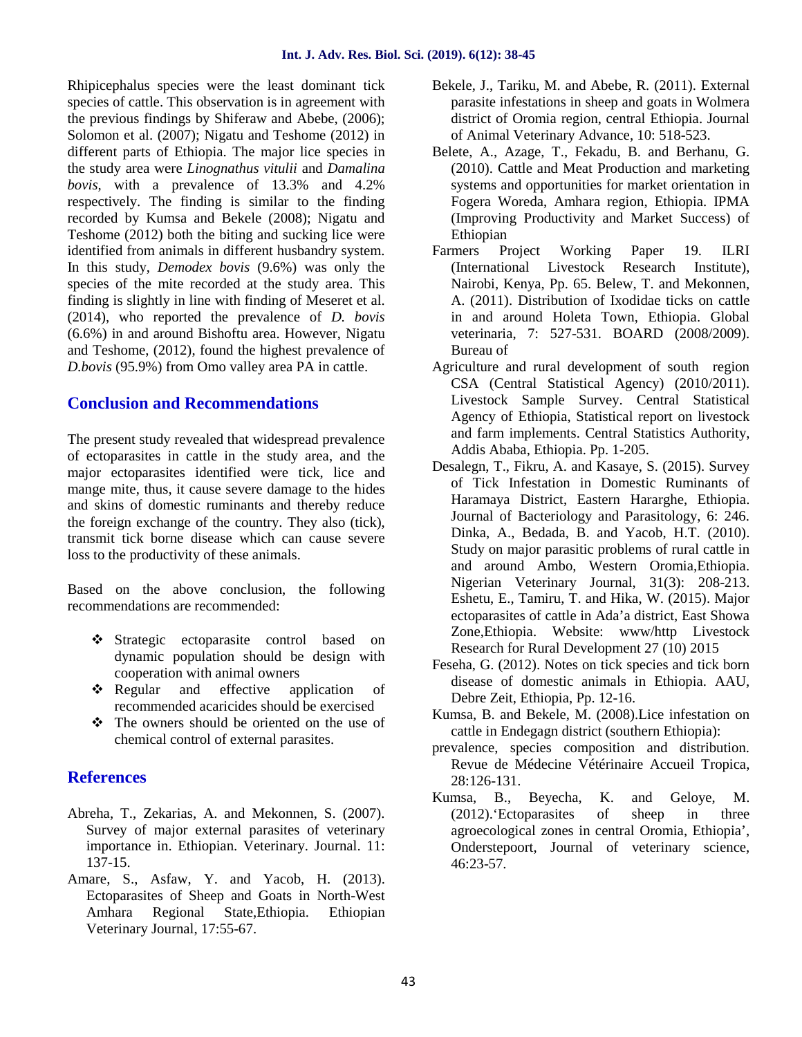Rhipicephalus species were the least dominant tick species of cattle. This observation is in agreement with the previous findings by Shiferaw and Abebe, (2006); Solomon et al. (2007); Nigatu and Teshome (2012) in different parts of Ethiopia. The major lice species in the study area were *Linognathus vitulii* and *Damalina bovis,* with a prevalence of 13.3% and 4.2% respectively. The finding is similar to the finding recorded by Kumsa and Bekele (2008); Nigatu and Teshome (2012) both the biting and sucking lice were identified from animals in different husbandry system. In this study, *Demodex bovis* (9.6%) was only the species of the mite recorded at the study area. This finding is slightly in line with finding of Meseret et al. (2014), who reported the prevalence of *D. bovis* (6.6%) in and around Bishoftu area. However, Nigatu and Teshome, (2012), found the highest prevalence of *D.bovis* (95.9%) from Omo valley area PA in cattle.

## Conclusion and Recommendations

The present study revealed that widespread prevalence of ectoparasites in cattle in the study area, and the major ectoparasites identified were tick, lice and mange mite, thus, it cause severe damage to the hides and skins of domestic ruminants and thereby reduce the foreign exchange of the country. They also (tick), transmit tick borne disease which can cause severe loss to the productivity of these animals.

Based on the above conclusion, the following recommendations are recommended:

- ❖ Strategic ectoparasite control based on dynamic population should be design with cooperation with animal owners
- ❖ Regular and effective application of recommended acaricides should be exercised
- ❖ The owners should be oriented on the use of chemical control of external parasites.

## References

Abreha, T., Zekarias, A. and Mekonnen, S. (2007). Survey of major external parasites of veterinary importance in. Ethiopian. Veterinary. Journal. 11: 137-15.

Amare, S., Asfaw, Y. and Yacob, H. (2013). Ectoparasites of Sheep and Goats in North-West Amhara Regional State,Ethiopia. Ethiopian Veterinary Journal, 17:55-67.

Bekele, J., Tariku, M. and Abebe, R. (2011). External parasite infestations in sheep and goats in Wolmera district of Oromia region, central Ethiopia. Journal of Animal Veterinary Advance, 10: 518-523.

Belete, A., Azage, T., Fekadu, B. and Berhanu, G. (2010). Cattle and Meat Production and marketing systems and opportunities for market orientation in Fogera Woreda, Amhara region, Ethiopia. IPMA (Improving Productivity and Market Success) of Ethiopian

Farmers Project Working Paper 19. ILRI (International Livestock Research Institute), Nairobi, Kenya, Pp. 65. Belew, T. and Mekonnen, A. (2011). Distribution of Ixodidae ticks on cattle in and around Holeta Town, Ethiopia. Global veterinaria, 7: 527-531. BOARD (2008/2009). Bureau of

Agriculture and rural development of south region CSA (Central Statistical Agency) (2010/2011). Livestock Sample Survey. Central Statistical Agency of Ethiopia, Statistical report on livestock and farm implements. Central Statistics Authority, Addis Ababa, Ethiopia. Pp. 1-205.

Desalegn, T., Fikru, A. and Kasaye, S. (2015). Survey of Tick Infestation in Domestic Ruminants of Haramaya District, Eastern Hararghe, Ethiopia. Journal of Bacteriology and Parasitology, 6: 246. Dinka, A., Bedada, B. and Yacob, H.T. (2010). Study on major parasitic problems of rural cattle in and around Ambo, Western Oromia,Ethiopia. Nigerian Veterinary Journal, 31(3): 208-213. Eshetu, E., Tamiru, T. and Hika, W. (2015). Major ectoparasites of cattle in Ada'a district, East Showa Zone,Ethiopia. Website: www/http Livestock Research for Rural Development 27 (10) 2015

Feseha, G. (2012). Notes on tick species and tick born disease of domestic animals in Ethiopia. AAU, Debre Zeit, Ethiopia, Pp. 12-16.

Kumsa, B. and Bekele, M. (2008).Lice infestation on cattle in Endegagn district (southern Ethiopia):

prevalence, species composition and distribution. Revue de Médecine Vétérinaire Accueil Tropica, 28:126-131.

Kumsa, B., Beyecha, K. and Geloye, M. (2012).'Ectoparasites of sheep in three agroecological zones in central Oromia, Ethiopia', Onderstepoort, Journal of veterinary science, 46:23-57.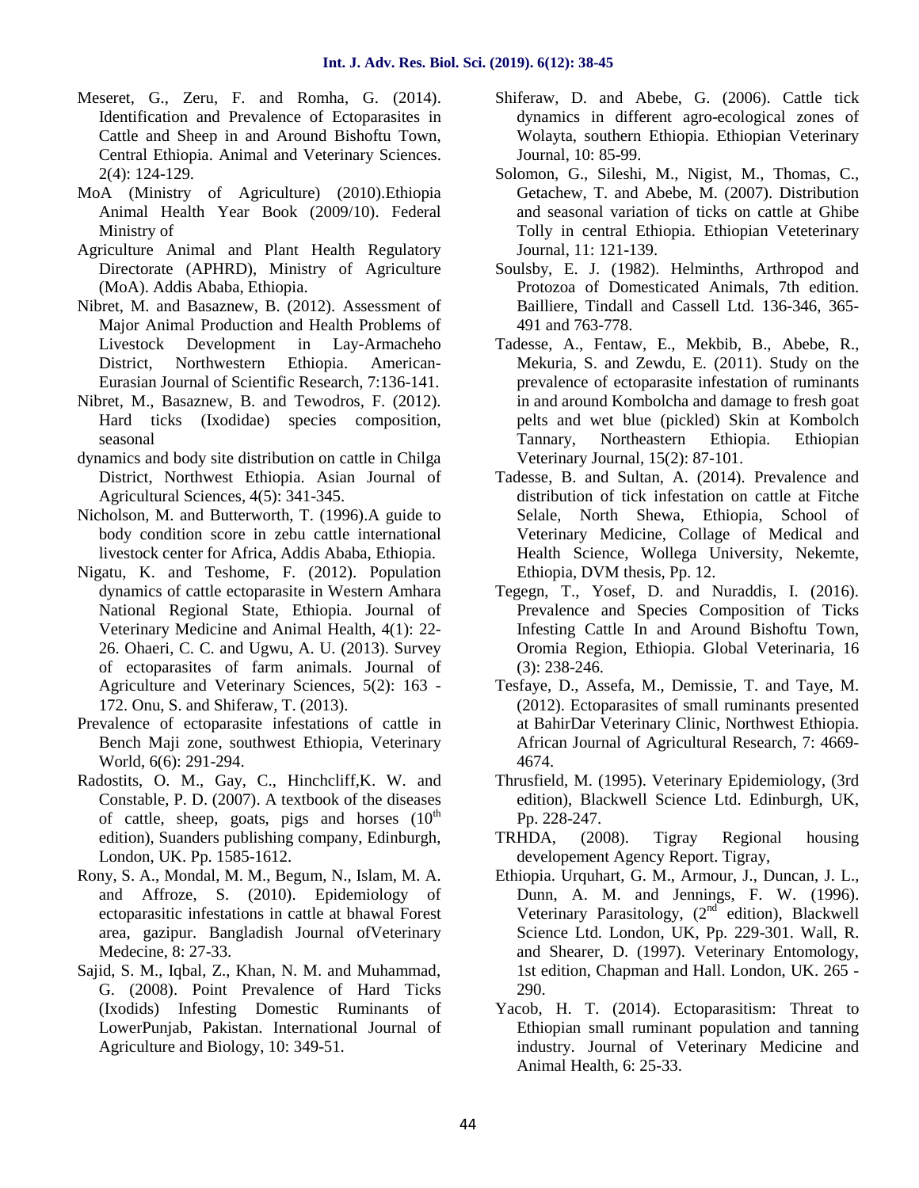Meseret, G., Zeru, F. and Romha, G. (2014). Identification and Prevalence of Ectoparasites in Cattle and Sheep in and Around Bishoftu Town, Central Ethiopia. Animal and Veterinary Sciences. 2(4): 124-129.

MoA (Ministry of Agriculture) (2010).Ethiopia Animal Health Year Book (2009/10). Federal Ministry of

Agriculture Animal and Plant Health Regulatory Directorate (APHRD), Ministry of Agriculture (MoA). Addis Ababa, Ethiopia.

Nibret, M. and Basaznew, B. (2012). Assessment of Major Animal Production and Health Problems of Livestock Development in Lay-Armacheho District, Northwestern Ethiopia. American-Eurasian Journal of Scientific Research, 7:136-141.

Nibret, M., Basaznew, B. and Tewodros, F. (2012). Hard ticks (Ixodidae) species composition, seasonal

dynamics and body site distribution on cattle in Chilga District, Northwest Ethiopia. Asian Journal of Agricultural Sciences, 4(5): 341-345.

Nicholson, M. and Butterworth, T. (1996).A guide to body condition score in zebu cattle international livestock center for Africa, Addis Ababa, Ethiopia.

Nigatu, K. and Teshome, F. (2012). Population dynamics of cattle ectoparasite in Western Amhara National Regional State, Ethiopia. Journal of Veterinary Medicine and Animal Health, 4(1): 22-26. Ohaeri, C. C. and Ugwu, A. U. (2013). Survey of ectoparasites of farm animals. Journal of Agriculture and Veterinary Sciences, 5(2): 163 - 172. Onu, S. and Shiferaw, T. (2013).

Prevalence of ectoparasite infestations of cattle in Bench Maji zone, southwest Ethiopia, Veterinary World, 6(6): 291-294.

Radostits, O. M., Gay, C., Hinchcliff,K. W. and Constable, P. D. (2007). A textbook of the diseases of cattle, sheep, goats, pigs and horses (10th edition), Suanders publishing company, Edinburgh, London, UK. Pp. 1585-1612.

Rony, S. A., Mondal, M. M., Begum, N., Islam, M. A. and Affroze, S. (2010). Epidemiology of ectoparasitic infestations in cattle at bhawal Forest area, gazipur. Bangladish Journal ofVeterinary Medecine, 8: 27-33.

Sajid, S. M., Iqbal, Z., Khan, N. M. and Muhammad, G. (2008). Point Prevalence of Hard Ticks (Ixodids) Infesting Domestic Ruminants of LowerPunjab, Pakistan. International Journal of Agriculture and Biology, 10: 349-51.

Shiferaw, D. and Abebe, G. (2006). Cattle tick dynamics in different agro-ecological zones of Wolayta, southern Ethiopia. Ethiopian Veterinary Journal, 10: 85-99.

Solomon, G., Sileshi, M., Nigist, M., Thomas, C., Getachew, T. and Abebe, M. (2007). Distribution and seasonal variation of ticks on cattle at Ghibe Tolly in central Ethiopia. Ethiopian Veteterinary Journal, 11: 121-139.

Soulsby, E. J. (1982). Helminths, Arthropod and Protozoa of Domesticated Animals, 7th edition. Bailliere, Tindall and Cassell Ltd. 136-346, 365-491 and 763-778.

Tadesse, A., Fentaw, E., Mekbib, B., Abebe, R., Mekuria, S. and Zewdu, E. (2011). Study on the prevalence of ectoparasite infestation of ruminants in and around Kombolcha and damage to fresh goat pelts and wet blue (pickled) Skin at Kombolch Tannary, Northeastern Ethiopia. Ethiopian Veterinary Journal, 15(2): 87-101.

Tadesse, B. and Sultan, A. (2014). Prevalence and distribution of tick infestation on cattle at Fitche Selale, North Shewa, Ethiopia, School of Veterinary Medicine, Collage of Medical and Health Science, Wollega University, Nekemte, Ethiopia, DVM thesis, Pp. 12.

Tegegn, T., Yosef, D. and Nuraddis, I. (2016). Prevalence and Species Composition of Ticks Infesting Cattle In and Around Bishoftu Town, Oromia Region, Ethiopia. Global Veterinaria, 16 (3): 238-246.

Tesfaye, D., Assefa, M., Demissie, T. and Taye, M. (2012). Ectoparasites of small ruminants presented at BahirDar Veterinary Clinic, Northwest Ethiopia. African Journal of Agricultural Research, 7: 4669-4674.

Thrusfield, M. (1995). Veterinary Epidemiology, (3rd edition), Blackwell Science Ltd. Edinburgh, UK, Pp. 228-247.

TRHDA, (2008). Tigray Regional housing developement Agency Report. Tigray,

Ethiopia. Urquhart, G. M., Armour, J., Duncan, J. L., Dunn, A. M. and Jennings, F. W. (1996). Veterinary Parasitology, (2nd edition), Blackwell Science Ltd. London, UK, Pp. 229-301. Wall, R. and Shearer, D. (1997). Veterinary Entomology, 1st edition, Chapman and Hall. London, UK. 265 - 290.

Yacob, H. T. (2014). Ectoparasitism: Threat to Ethiopian small ruminant population and tanning industry. Journal of Veterinary Medicine and Animal Health, 6: 25-33.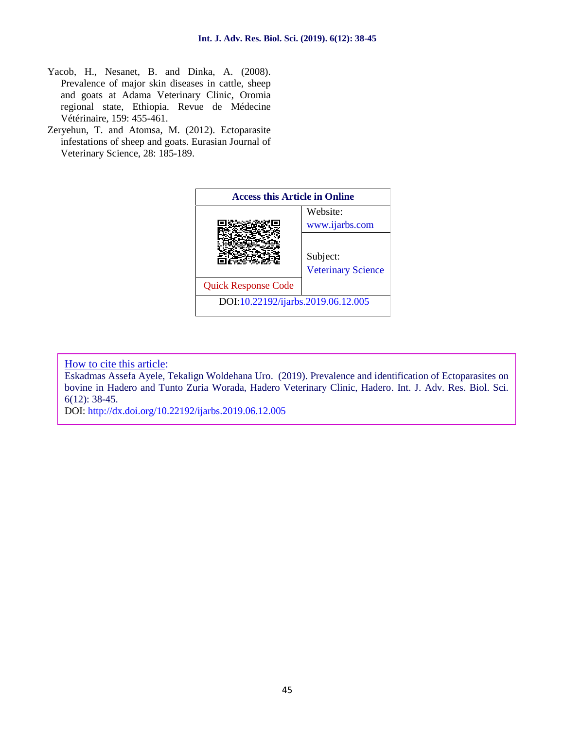Yacob, H., Nesanet, B. and Dinka, A. (2008). Prevalence of major skin diseases in cattle, sheep and goats at Adama Veterinary Clinic, Oromia regional state, Ethiopia. Revue de Médecine Vétérinaire, 159: 455-461.

Zeryehun, T. and Atomsa, M. (2012). Ectoparasite infestations of sheep and goats. Eurasian Journal of Veterinary Science, 28: 185-189.

| Access this Article in Online | |
|---|---|
| | Website: www.ijarbs.com |
| Quick Response Code | Subject: Veterinary Science |
| DOI:10.22192/ijarbs.2019.06.12.005 | |

How to cite this article:

Eskadmas Assefa Ayele, Tekalign Woldehana Uro. (2019). Prevalence and identification of Ectoparasites on bovine in Hadero and Tunto Zuria Worada, Hadero Veterinary Clinic, Hadero. Int. J. Adv. Res. Biol. Sci. 6(12): 38-45.

DOI: http://dx.doi.org/10.22192/ijarbs.2019.06.12.005